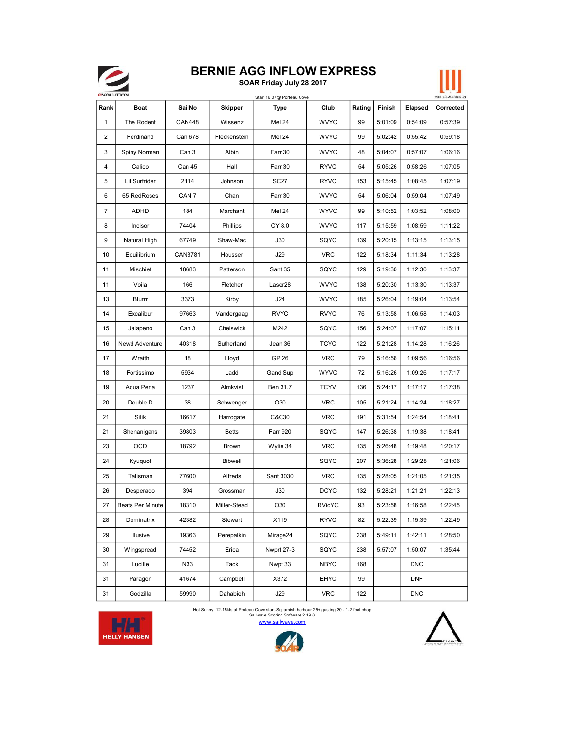# BERNIE AGG INFLOW EXPRESS

**SOAR Friday July 28 2017**

Start 16:07@ Porteau Cove

| Rank | Boat | SailNo | Skipper | Type | Club | Rating | Finish | Elapsed | Corrected |
|---|---|---|---|---|---|---|---|---|---|
| 1 | The Rodent | CAN448 | Wissenz | Mel 24 | WVYC | 99 | 5:01:09 | 0:54:09 | 0:57:39 |
| 2 | Ferdinand | Can 678 | Fleckenstein | Mel 24 | WVYC | 99 | 5:02:42 | 0:55:42 | 0:59:18 |
| 3 | Spiny Norman | Can 3 | Albin | Farr 30 | WVYC | 48 | 5:04:07 | 0:57:07 | 1:06:16 |
| 4 | Calico | Can 45 | Hall | Farr 30 | RYVC | 54 | 5:05:26 | 0:58:26 | 1:07:05 |
| 5 | Lil Surfrider | 2114 | Johnson | SC27 | RYVC | 153 | 5:15:45 | 1:08:45 | 1:07:19 |
| 6 | 65 RedRoses | CAN 7 | Chan | Farr 30 | WVYC | 54 | 5:06:04 | 0:59:04 | 1:07:49 |
| 7 | ADHD | 184 | Marchant | Mel 24 | WVYC | 99 | 5:10:52 | 1:03:52 | 1:08:00 |
| 8 | Incisor | 74404 | Phillips | CY 8.0 | WVYC | 117 | 5:15:59 | 1:08:59 | 1:11:22 |
| 9 | Natural High | 67749 | Shaw-Mac | J30 | SQYC | 139 | 5:20:15 | 1:13:15 | 1:13:15 |
| 10 | Equilibrium | CAN3781 | Housser | J29 | VRC | 122 | 5:18:34 | 1:11:34 | 1:13:28 |
| 11 | Mischief | 18683 | Patterson | Sant 35 | SQYC | 129 | 5:19:30 | 1:12:30 | 1:13:37 |
| 11 | Voila | 166 | Fletcher | Laser28 | WVYC | 138 | 5:20:30 | 1:13:30 | 1:13:37 |
| 13 | Blurrr | 3373 | Kirby | J24 | WVYC | 185 | 5:26:04 | 1:19:04 | 1:13:54 |
| 14 | Excalibur | 97663 | Vandergaag | RVYC | RVYC | 76 | 5:13:58 | 1:06:58 | 1:14:03 |
| 15 | Jalapeno | Can 3 | Chelswick | M242 | SQYC | 156 | 5:24:07 | 1:17:07 | 1:15:11 |
| 16 | Newd Adventure | 40318 | Sutherland | Jean 36 | TCYC | 122 | 5:21:28 | 1:14:28 | 1:16:26 |
| 17 | Wraith | 18 | Lloyd | GP 26 | VRC | 79 | 5:16:56 | 1:09:56 | 1:16:56 |
| 18 | Fortissimo | 5934 | Ladd | Gand Sup | WVYC | 72 | 5:16:26 | 1:09:26 | 1:17:17 |
| 19 | Aqua Perla | 1237 | Almkvist | Ben 31.7 | TCYV | 136 | 5:24:17 | 1:17:17 | 1:17:38 |
| 20 | Double D | 38 | Schwenger | O30 | VRC | 105 | 5:21:24 | 1:14:24 | 1:18:27 |
| 21 | Silik | 16617 | Harrogate | C&C30 | VRC | 191 | 5:31:54 | 1:24:54 | 1:18:41 |
| 21 | Shenanigans | 39803 | Betts | Farr 920 | SQYC | 147 | 5:26:38 | 1:19:38 | 1:18:41 |
| 23 | OCD | 18792 | Brown | Wylie 34 | VRC | 135 | 5:26:48 | 1:19:48 | 1:20:17 |
| 24 | Kyuquot | | Bibwell | | SQYC | 207 | 5:36:28 | 1:29:28 | 1:21:06 |
| 25 | Talisman | 77600 | Alfreds | Sant 3030 | VRC | 135 | 5:28:05 | 1:21:05 | 1:21:35 |
| 26 | Desperado | 394 | Grossman | J30 | DCYC | 132 | 5:28:21 | 1:21:21 | 1:22:13 |
| 27 | Beats Per Minute | 18310 | Miller-Stead | O30 | RVicYC | 93 | 5:23:58 | 1:16:58 | 1:22:45 |
| 28 | Dominatrix | 42382 | Stewart | X119 | RYVC | 82 | 5:22:39 | 1:15:39 | 1:22:49 |
| 29 | Illusive | 19363 | Perepalkin | Mirage24 | SQYC | 238 | 5:49:11 | 1:42:11 | 1:28:50 |
| 30 | Wingspread | 74452 | Erica | Nwprt 27-3 | SQYC | 238 | 5:57:07 | 1:50:07 | 1:35:44 |
| 31 | Lucille | N33 | Tack | Nwpt 33 | NBYC | 168 | | DNC | |
| 31 | Paragon | 41674 | Campbell | X372 | EHYC | 99 | | DNF | |
| 31 | Godzilla | 59990 | Dahabieh | J29 | VRC | 122 | | DNC | |

Hot Sunny 12-15kts at Porteau Cove start-Squamish harbour 25+ gusting 30 - 1-2 foot chop

Sailwave Scoring Software 2.19.8

www.sailwave.com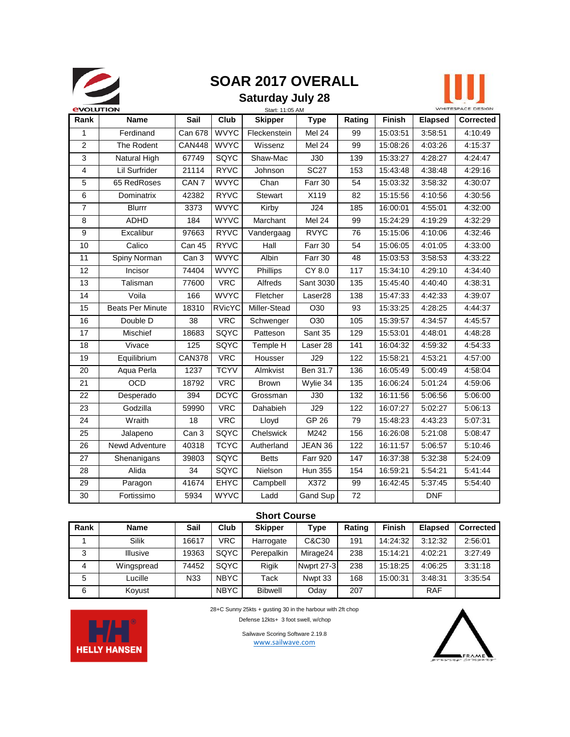# SOAR 2017 OVERALL

## Saturday July 28

Start: 11:05 AM

| Rank | Name | Sail | Club | Skipper | Type | Rating | Finish | Elapsed | Corrected |
|---|---|---|---|---|---|---|---|---|---|
| 1 | Ferdinand | Can 678 | WVYC | Fleckenstein | Mel 24 | 99 | 15:03:51 | 3:58:51 | 4:10:49 |
| 2 | The Rodent | CAN448 | WVYC | Wissenz | Mel 24 | 99 | 15:08:26 | 4:03:26 | 4:15:37 |
| 3 | Natural High | 67749 | SQYC | Shaw-Mac | J30 | 139 | 15:33:27 | 4:28:27 | 4:24:47 |
| 4 | Lil Surfrider | 21114 | RYVC | Johnson | SC27 | 153 | 15:43:48 | 4:38:48 | 4:29:16 |
| 5 | 65 RedRoses | CAN 7 | WVYC | Chan | Farr 30 | 54 | 15:03:32 | 3:58:32 | 4:30:07 |
| 6 | Dominatrix | 42382 | RYVC | Stewart | X119 | 82 | 15:15:56 | 4:10:56 | 4:30:56 |
| 7 | Blurrr | 3373 | WVYC | Kirby | J24 | 185 | 16:00:01 | 4:55:01 | 4:32:00 |
| 8 | ADHD | 184 | WVYC | Marchant | Mel 24 | 99 | 15:24:29 | 4:19:29 | 4:32:29 |
| 9 | Excalibur | 97663 | RYVC | Vandergaag | RVYC | 76 | 15:15:06 | 4:10:06 | 4:32:46 |
| 10 | Calico | Can 45 | RYVC | Hall | Farr 30 | 54 | 15:06:05 | 4:01:05 | 4:33:00 |
| 11 | Spiny Norman | Can 3 | WVYC | Albin | Farr 30 | 48 | 15:03:53 | 3:58:53 | 4:33:22 |
| 12 | Incisor | 74404 | WVYC | Phillips | CY 8.0 | 117 | 15:34:10 | 4:29:10 | 4:34:40 |
| 13 | Talisman | 77600 | VRC | Alfreds | Sant 3030 | 135 | 15:45:40 | 4:40:40 | 4:38:31 |
| 14 | Voila | 166 | WVYC | Fletcher | Laser28 | 138 | 15:47:33 | 4:42:33 | 4:39:07 |
| 15 | Beats Per Minute | 18310 | RVicYC | Miller-Stead | O30 | 93 | 15:33:25 | 4:28:25 | 4:44:37 |
| 16 | Double D | 38 | VRC | Schwenger | O30 | 105 | 15:39:57 | 4:34:57 | 4:45:57 |
| 17 | Mischief | 18683 | SQYC | Patteson | Sant 35 | 129 | 15:53:01 | 4:48:01 | 4:48:28 |
| 18 | Vivace | 125 | SQYC | Temple H | Laser 28 | 141 | 16:04:32 | 4:59:32 | 4:54:33 |
| 19 | Equilibrium | CAN378 | VRC | Housser | J29 | 122 | 15:58:21 | 4:53:21 | 4:57:00 |
| 20 | Aqua Perla | 1237 | TCYV | Almkvist | Ben 31.7 | 136 | 16:05:49 | 5:00:49 | 4:58:04 |
| 21 | OCD | 18792 | VRC | Brown | Wylie 34 | 135 | 16:06:24 | 5:01:24 | 4:59:06 |
| 22 | Desperado | 394 | DCYC | Grossman | J30 | 132 | 16:11:56 | 5:06:56 | 5:06:00 |
| 23 | Godzilla | 59990 | VRC | Dahabieh | J29 | 122 | 16:07:27 | 5:02:27 | 5:06:13 |
| 24 | Wraith | 18 | VRC | Lloyd | GP 26 | 79 | 15:48:23 | 4:43:23 | 5:07:31 |
| 25 | Jalapeno | Can 3 | SQYC | Chelswick | M242 | 156 | 16:26:08 | 5:21:08 | 5:08:47 |
| 26 | Newd Adventure | 40318 | TCYC | Autherland | JEAN 36 | 122 | 16:11:57 | 5:06:57 | 5:10:46 |
| 27 | Shenanigans | 39803 | SQYC | Betts | Farr 920 | 147 | 16:37:38 | 5:32:38 | 5:24:09 |
| 28 | Alida | 34 | SQYC | Nielson | Hun 355 | 154 | 16:59:21 | 5:54:21 | 5:41:44 |
| 29 | Paragon | 41674 | EHYC | Campbell | X372 | 99 | 16:42:45 | 5:37:45 | 5:54:40 |
| 30 | Fortissimo | 5934 | WVYC | Ladd | Gand Sup | 72 | | DNF | |

## Short Course

| Rank | Name | Sail | Club | Skipper | Type | Rating | Finish | Elapsed | Corrected |
|---|---|---|---|---|---|---|---|---|---|
| 1 | Silik | 16617 | VRC | Harrogate | C&C30 | 191 | 14:24:32 | 3:12:32 | 2:56:01 |
| 3 | Illusive | 19363 | SQYC | Perepalkin | Mirage24 | 238 | 15:14:21 | 4:02:21 | 3:27:49 |
| 4 | Wingspread | 74452 | SQYC | Rigik | Nwprt 27-3 | 238 | 15:18:25 | 4:06:25 | 3:31:18 |
| 5 | Lucille | N33 | NBYC | Tack | Nwpt 33 | 168 | 15:00:31 | 3:48:31 | 3:35:54 |
| 6 | Koyust | | NBYC | Bibwell | Oday | 207 | | RAF | |

28+C Sunny 25kts + gusting 30 in the harbour with 2ft chop

Defense 12kts+ 3 foot swell, w/chop

Sailwave Scoring Software 2.19.8

www.sailwave.com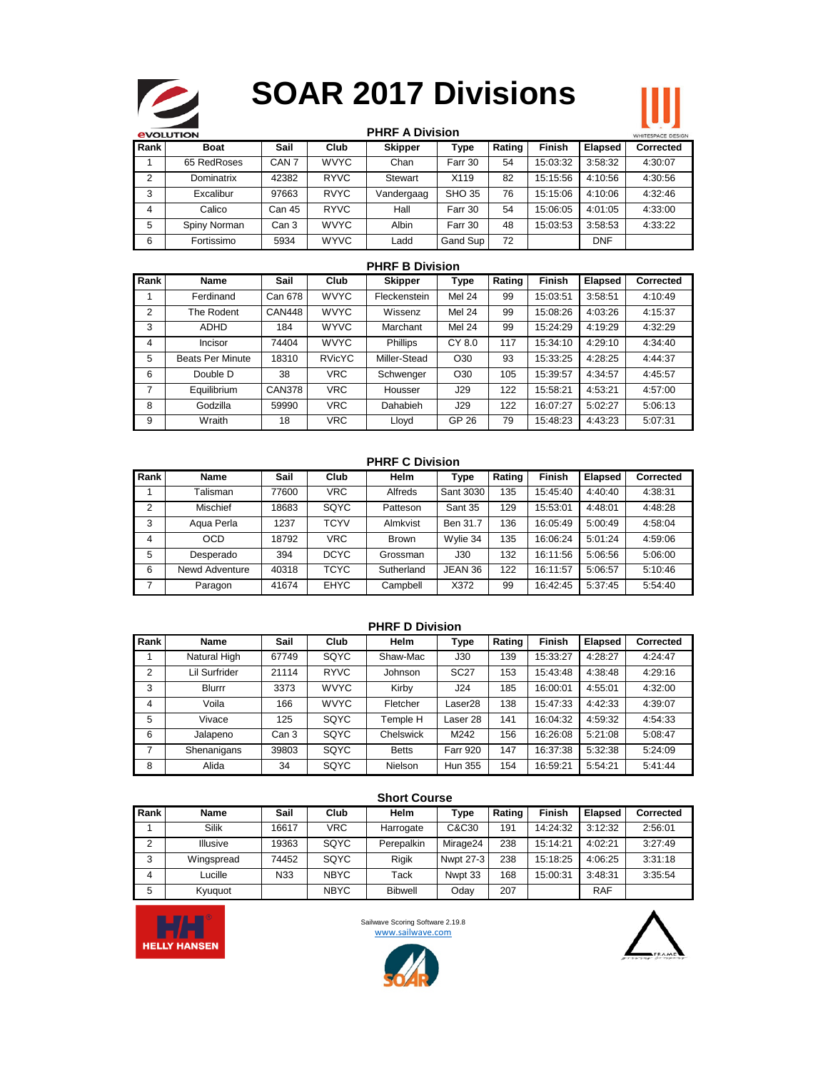# SOAR 2017 Divisions

## PHRF A Division

| Rank | Boat | Sail | Club | Skipper | Type | Rating | Finish | Elapsed | Corrected |
|---|---|---|---|---|---|---|---|---|---|
| 1 | 65 RedRoses | CAN 7 | WVYC | Chan | Farr 30 | 54 | 15:03:32 | 3:58:32 | 4:30:07 |
| 2 | Dominatrix | 42382 | RYVC | Stewart | X119 | 82 | 15:15:56 | 4:10:56 | 4:30:56 |
| 3 | Excalibur | 97663 | RVYC | Vandergaag | SHO 35 | 76 | 15:15:06 | 4:10:06 | 4:32:46 |
| 4 | Calico | Can 45 | RYVC | Hall | Farr 30 | 54 | 15:06:05 | 4:01:05 | 4:33:00 |
| 5 | Spiny Norman | Can 3 | WVYC | Albin | Farr 30 | 48 | 15:03:53 | 3:58:53 | 4:33:22 |
| 6 | Fortissimo | 5934 | WVYC | Ladd | Gand Sup | 72 | | DNF | |

## PHRF B Division

| Rank | Name | Sail | Club | Skipper | Type | Rating | Finish | Elapsed | Corrected |
|---|---|---|---|---|---|---|---|---|---|
| 1 | Ferdinand | Can 678 | WVYC | Fleckenstein | Mel 24 | 99 | 15:03:51 | 3:58:51 | 4:10:49 |
| 2 | The Rodent | CAN448 | WVYC | Wissenz | Mel 24 | 99 | 15:08:26 | 4:03:26 | 4:15:37 |
| 3 | ADHD | 184 | WVYC | Marchant | Mel 24 | 99 | 15:24:29 | 4:19:29 | 4:32:29 |
| 4 | Incisor | 74404 | WVYC | Phillips | CY 8.0 | 117 | 15:34:10 | 4:29:10 | 4:34:40 |
| 5 | Beats Per Minute | 18310 | RVicYC | Miller-Stead | O30 | 93 | 15:33:25 | 4:28:25 | 4:44:37 |
| 6 | Double D | 38 | VRC | Schwenger | O30 | 105 | 15:39:57 | 4:34:57 | 4:45:57 |
| 7 | Equilibrium | CAN378 | VRC | Housser | J29 | 122 | 15:58:21 | 4:53:21 | 4:57:00 |
| 8 | Godzilla | 59990 | VRC | Dahabieh | J29 | 122 | 16:07:27 | 5:02:27 | 5:06:13 |
| 9 | Wraith | 18 | VRC | Lloyd | GP 26 | 79 | 15:48:23 | 4:43:23 | 5:07:31 |

## PHRF C Division

| Rank | Name | Sail | Club | Helm | Type | Rating | Finish | Elapsed | Corrected |
|---|---|---|---|---|---|---|---|---|---|
| 1 | Talisman | 77600 | VRC | Alfreds | Sant 3030 | 135 | 15:45:40 | 4:40:40 | 4:38:31 |
| 2 | Mischief | 18683 | SQYC | Patteson | Sant 35 | 129 | 15:53:01 | 4:48:01 | 4:48:28 |
| 3 | Aqua Perla | 1237 | TCYV | Almkvist | Ben 31.7 | 136 | 16:05:49 | 5:00:49 | 4:58:04 |
| 4 | OCD | 18792 | VRC | Brown | Wylie 34 | 135 | 16:06:24 | 5:01:24 | 4:59:06 |
| 5 | Desperado | 394 | DCYC | Grossman | J30 | 132 | 16:11:56 | 5:06:56 | 5:06:00 |
| 6 | Newd Adventure | 40318 | TCYC | Sutherland | JEAN 36 | 122 | 16:11:57 | 5:06:57 | 5:10:46 |
| 7 | Paragon | 41674 | EHYC | Campbell | X372 | 99 | 16:42:45 | 5:37:45 | 5:54:40 |

## PHRF D Division

| Rank | Name | Sail | Club | Helm | Type | Rating | Finish | Elapsed | Corrected |
|---|---|---|---|---|---|---|---|---|---|
| 1 | Natural High | 67749 | SQYC | Shaw-Mac | J30 | 139 | 15:33:27 | 4:28:27 | 4:24:47 |
| 2 | Lil Surfrider | 21114 | RYVC | Johnson | SC27 | 153 | 15:43:48 | 4:38:48 | 4:29:16 |
| 3 | Blurrr | 3373 | WVYC | Kirby | J24 | 185 | 16:00:01 | 4:55:01 | 4:32:00 |
| 4 | Voila | 166 | WVYC | Fletcher | Laser28 | 138 | 15:47:33 | 4:42:33 | 4:39:07 |
| 5 | Vivace | 125 | SQYC | Temple H | Laser 28 | 141 | 16:04:32 | 4:59:32 | 4:54:33 |
| 6 | Jalapeno | Can 3 | SQYC | Chelswick | M242 | 156 | 16:26:08 | 5:21:08 | 5:08:47 |
| 7 | Shenanigans | 39803 | SQYC | Betts | Farr 920 | 147 | 16:37:38 | 5:32:38 | 5:24:09 |
| 8 | Alida | 34 | SQYC | Nielson | Hun 355 | 154 | 16:59:21 | 5:54:21 | 5:41:44 |

## Short Course

| Rank | Name | Sail | Club | Helm | Type | Rating | Finish | Elapsed | Corrected |
|---|---|---|---|---|---|---|---|---|---|
| 1 | Silik | 16617 | VRC | Harrogate | C&C30 | 191 | 14:24:32 | 3:12:32 | 2:56:01 |
| 2 | Illusive | 19363 | SQYC | Perepalkin | Mirage24 | 238 | 15:14:21 | 4:02:21 | 3:27:49 |
| 3 | Wingspread | 74452 | SQYC | Rigik | Nwpt 27-3 | 238 | 15:18:25 | 4:06:25 | 3:31:18 |
| 4 | Lucille | N33 | NBYC | Tack | Nwpt 33 | 168 | 15:00:31 | 3:48:31 | 3:35:54 |
| 5 | Kyuquot | | NBYC | Bibwell | Oday | 207 | | RAF | |

Sailwave Scoring Software 2.19.8
www.sailwave.com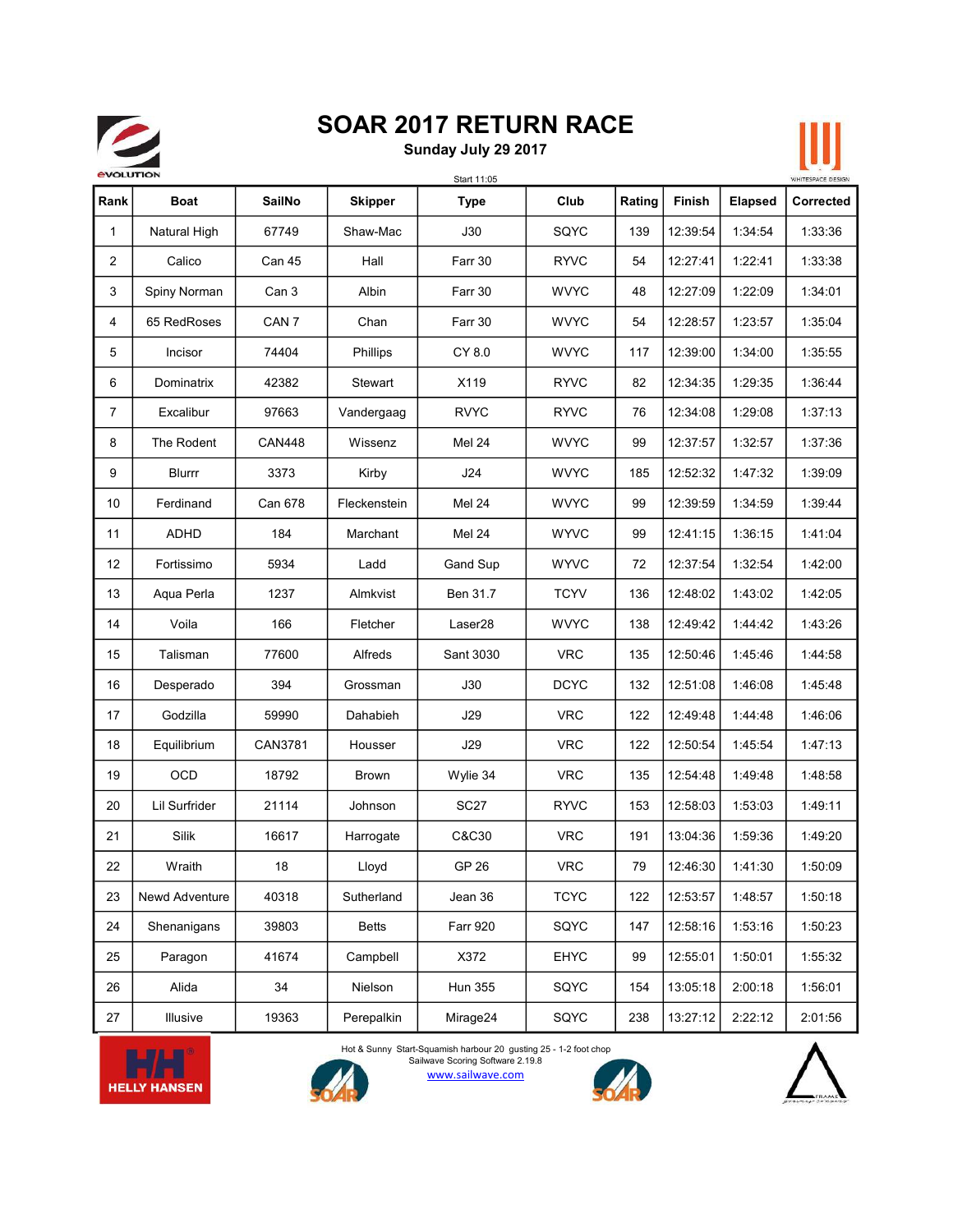# SOAR 2017 RETURN RACE

**Sunday July 29 2017**

Start 11:05

| Rank | Boat | SailNo | Skipper | Type | Club | Rating | Finish | Elapsed | Corrected |
|---|---|---|---|---|---|---|---|---|---|
| 1 | Natural High | 67749 | Shaw-Mac | J30 | SQYC | 139 | 12:39:54 | 1:34:54 | 1:33:36 |
| 2 | Calico | Can 45 | Hall | Farr 30 | RYVC | 54 | 12:27:41 | 1:22:41 | 1:33:38 |
| 3 | Spiny Norman | Can 3 | Albin | Farr 30 | WVYC | 48 | 12:27:09 | 1:22:09 | 1:34:01 |
| 4 | 65 RedRoses | CAN 7 | Chan | Farr 30 | WVYC | 54 | 12:28:57 | 1:23:57 | 1:35:04 |
| 5 | Incisor | 74404 | Phillips | CY 8.0 | WVYC | 117 | 12:39:00 | 1:34:00 | 1:35:55 |
| 6 | Dominatrix | 42382 | Stewart | X119 | RYVC | 82 | 12:34:35 | 1:29:35 | 1:36:44 |
| 7 | Excalibur | 97663 | Vandergaag | RVYC | RYVC | 76 | 12:34:08 | 1:29:08 | 1:37:13 |
| 8 | The Rodent | CAN448 | Wissenz | Mel 24 | WVYC | 99 | 12:37:57 | 1:32:57 | 1:37:36 |
| 9 | Blurrr | 3373 | Kirby | J24 | WVYC | 185 | 12:52:32 | 1:47:32 | 1:39:09 |
| 10 | Ferdinand | Can 678 | Fleckenstein | Mel 24 | WVYC | 99 | 12:39:59 | 1:34:59 | 1:39:44 |
| 11 | ADHD | 184 | Marchant | Mel 24 | WYVC | 99 | 12:41:15 | 1:36:15 | 1:41:04 |
| 12 | Fortissimo | 5934 | Ladd | Gand Sup | WYVC | 72 | 12:37:54 | 1:32:54 | 1:42:00 |
| 13 | Aqua Perla | 1237 | Almkvist | Ben 31.7 | TCYV | 136 | 12:48:02 | 1:43:02 | 1:42:05 |
| 14 | Voila | 166 | Fletcher | Laser28 | WVYC | 138 | 12:49:42 | 1:44:42 | 1:43:26 |
| 15 | Talisman | 77600 | Alfreds | Sant 3030 | VRC | 135 | 12:50:46 | 1:45:46 | 1:44:58 |
| 16 | Desperado | 394 | Grossman | J30 | DCYC | 132 | 12:51:08 | 1:46:08 | 1:45:48 |
| 17 | Godzilla | 59990 | Dahabieh | J29 | VRC | 122 | 12:49:48 | 1:44:48 | 1:46:06 |
| 18 | Equilibrium | CAN3781 | Housser | J29 | VRC | 122 | 12:50:54 | 1:45:54 | 1:47:13 |
| 19 | OCD | 18792 | Brown | Wylie 34 | VRC | 135 | 12:54:48 | 1:49:48 | 1:48:58 |
| 20 | Lil Surfrider | 21114 | Johnson | SC27 | RYVC | 153 | 12:58:03 | 1:53:03 | 1:49:11 |
| 21 | Silik | 16617 | Harrogate | C&C30 | VRC | 191 | 13:04:36 | 1:59:36 | 1:49:20 |
| 22 | Wraith | 18 | Lloyd | GP 26 | VRC | 79 | 12:46:30 | 1:41:30 | 1:50:09 |
| 23 | Newd Adventure | 40318 | Sutherland | Jean 36 | TCYC | 122 | 12:53:57 | 1:48:57 | 1:50:18 |
| 24 | Shenanigans | 39803 | Betts | Farr 920 | SQYC | 147 | 12:58:16 | 1:53:16 | 1:50:23 |
| 25 | Paragon | 41674 | Campbell | X372 | EHYC | 99 | 12:55:01 | 1:50:01 | 1:55:32 |
| 26 | Alida | 34 | Nielson | Hun 355 | SQYC | 154 | 13:05:18 | 2:00:18 | 1:56:01 |
| 27 | Illusive | 19363 | Perepalkin | Mirage24 | SQYC | 238 | 13:27:12 | 2:22:12 | 2:01:56 |

Hot & Sunny Start-Squamish harbour 20 gusting 25 - 1-2 foot chop
Sailwave Scoring Software 2.19.8
www.sailwave.com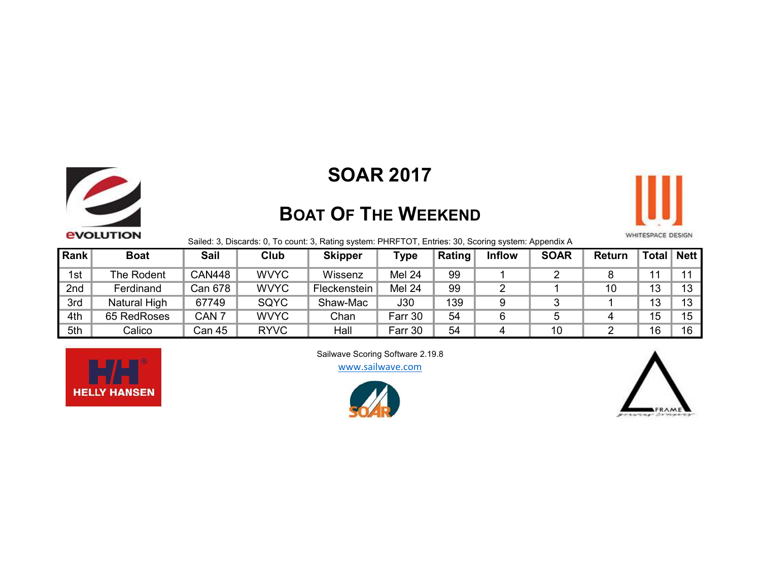# SOAR 2017

## Boat Of The Weekend

Sailed: 3, Discards: 0, To count: 3, Rating system: PHRFTOT, Entries: 30, Scoring system: Appendix A

| Rank | Boat | Sail | Club | Skipper | Type | Rating | Inflow | SOAR | Return | Total | Nett |
|---|---|---|---|---|---|---|---|---|---|---|---|
| 1st | The Rodent | CAN448 | WVYC | Wissenz | Mel 24 | 99 | 1 | 2 | 8 | 11 | 11 |
| 2nd | Ferdinand | Can 678 | WVYC | Fleckenstein | Mel 24 | 99 | 2 | 1 | 10 | 13 | 13 |
| 3rd | Natural High | 67749 | SQYC | Shaw-Mac | J30 | 139 | 9 | 3 | 1 | 13 | 13 |
| 4th | 65 RedRoses | CAN 7 | WVYC | Chan | Farr 30 | 54 | 6 | 5 | 4 | 15 | 15 |
| 5th | Calico | Can 45 | RYVC | Hall | Farr 30 | 54 | 4 | 10 | 2 | 16 | 16 |

Sailwave Scoring Software 2.19.8

www.sailwave.com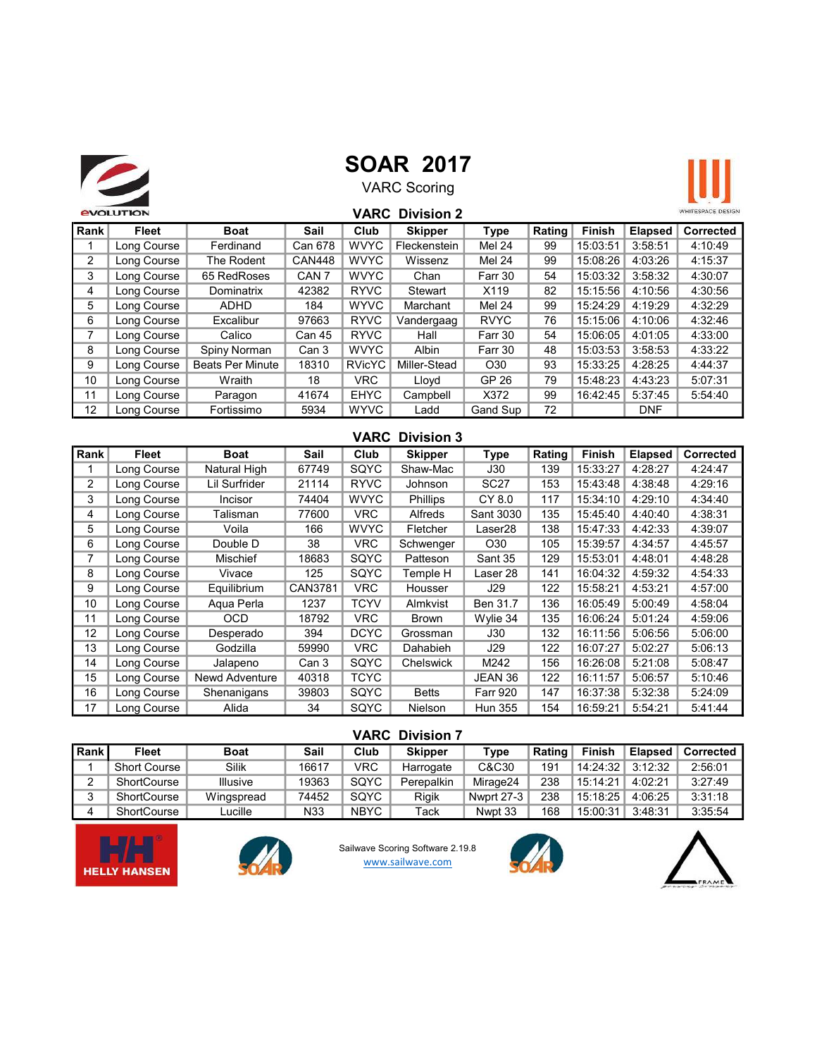# SOAR 2017

VARC Scoring

## VARC Division 2

| Rank | Fleet | Boat | Sail | Club | Skipper | Type | Rating | Finish | Elapsed | Corrected |
|---|---|---|---|---|---|---|---|---|---|---|
| 1 | Long Course | Ferdinand | Can 678 | WVYC | Fleckenstein | Mel 24 | 99 | 15:03:51 | 3:58:51 | 4:10:49 |
| 2 | Long Course | The Rodent | CAN448 | WVYC | Wissenz | Mel 24 | 99 | 15:08:26 | 4:03:26 | 4:15:37 |
| 3 | Long Course | 65 RedRoses | CAN 7 | WVYC | Chan | Farr 30 | 54 | 15:03:32 | 3:58:32 | 4:30:07 |
| 4 | Long Course | Dominatrix | 42382 | RYVC | Stewart | X119 | 82 | 15:15:56 | 4:10:56 | 4:30:56 |
| 5 | Long Course | ADHD | 184 | WVYC | Marchant | Mel 24 | 99 | 15:24:29 | 4:19:29 | 4:32:29 |
| 6 | Long Course | Excalibur | 97663 | RYVC | Vandergaag | RVYC | 76 | 15:15:06 | 4:10:06 | 4:32:46 |
| 7 | Long Course | Calico | Can 45 | RYVC | Hall | Farr 30 | 54 | 15:06:05 | 4:01:05 | 4:33:00 |
| 8 | Long Course | Spiny Norman | Can 3 | WVYC | Albin | Farr 30 | 48 | 15:03:53 | 3:58:53 | 4:33:22 |
| 9 | Long Course | Beats Per Minute | 18310 | RVicYC | Miller-Stead | O30 | 93 | 15:33:25 | 4:28:25 | 4:44:37 |
| 10 | Long Course | Wraith | 18 | VRC | Lloyd | GP 26 | 79 | 15:48:23 | 4:43:23 | 5:07:31 |
| 11 | Long Course | Paragon | 41674 | EHYC | Campbell | X372 | 99 | 16:42:45 | 5:37:45 | 5:54:40 |
| 12 | Long Course | Fortissimo | 5934 | WVYC | Ladd | Gand Sup | 72 | | DNF | |

## VARC Division 3

| Rank | Fleet | Boat | Sail | Club | Skipper | Type | Rating | Finish | Elapsed | Corrected |
|---|---|---|---|---|---|---|---|---|---|---|
| 1 | Long Course | Natural High | 67749 | SQYC | Shaw-Mac | J30 | 139 | 15:33:27 | 4:28:27 | 4:24:47 |
| 2 | Long Course | Lil Surfrider | 21114 | RYVC | Johnson | SC27 | 153 | 15:43:48 | 4:38:48 | 4:29:16 |
| 3 | Long Course | Incisor | 74404 | WVYC | Phillips | CY 8.0 | 117 | 15:34:10 | 4:29:10 | 4:34:40 |
| 4 | Long Course | Talisman | 77600 | VRC | Alfreds | Sant 3030 | 135 | 15:45:40 | 4:40:40 | 4:38:31 |
| 5 | Long Course | Voila | 166 | WVYC | Fletcher | Laser28 | 138 | 15:47:33 | 4:42:33 | 4:39:07 |
| 6 | Long Course | Double D | 38 | VRC | Schwenger | O30 | 105 | 15:39:57 | 4:34:57 | 4:45:57 |
| 7 | Long Course | Mischief | 18683 | SQYC | Patteson | Sant 35 | 129 | 15:53:01 | 4:48:01 | 4:48:28 |
| 8 | Long Course | Vivace | 125 | SQYC | Temple H | Laser 28 | 141 | 16:04:32 | 4:59:32 | 4:54:33 |
| 9 | Long Course | Equilibrium | CAN3781 | VRC | Housser | J29 | 122 | 15:58:21 | 4:53:21 | 4:57:00 |
| 10 | Long Course | Aqua Perla | 1237 | TCYV | Almkvist | Ben 31.7 | 136 | 16:05:49 | 5:00:49 | 4:58:04 |
| 11 | Long Course | OCD | 18792 | VRC | Brown | Wylie 34 | 135 | 16:06:24 | 5:01:24 | 4:59:06 |
| 12 | Long Course | Desperado | 394 | DCYC | Grossman | J30 | 132 | 16:11:56 | 5:06:56 | 5:06:00 |
| 13 | Long Course | Godzilla | 59990 | VRC | Dahabieh | J29 | 122 | 16:07:27 | 5:02:27 | 5:06:13 |
| 14 | Long Course | Jalapeno | Can 3 | SQYC | Chelswick | M242 | 156 | 16:26:08 | 5:21:08 | 5:08:47 |
| 15 | Long Course | Newd Adventure | 40318 | TCYC | | JEAN 36 | 122 | 16:11:57 | 5:06:57 | 5:10:46 |
| 16 | Long Course | Shenanigans | 39803 | SQYC | Betts | Farr 920 | 147 | 16:37:38 | 5:32:38 | 5:24:09 |
| 17 | Long Course | Alida | 34 | SQYC | Nielson | Hun 355 | 154 | 16:59:21 | 5:54:21 | 5:41:44 |

## VARC Division 7

| Rank | Fleet | Boat | Sail | Club | Skipper | Type | Rating | Finish | Elapsed | Corrected |
|---|---|---|---|---|---|---|---|---|---|---|
| 1 | Short Course | Silik | 16617 | VRC | Harrogate | C&C30 | 191 | 14:24:32 | 3:12:32 | 2:56:01 |
| 2 | ShortCourse | Illusive | 19363 | SQYC | Perepalkin | Mirage24 | 238 | 15:14:21 | 4:02:21 | 3:27:49 |
| 3 | ShortCourse | Wingspread | 74452 | SQYC | Rigik | Nwprt 27-3 | 238 | 15:18:25 | 4:06:25 | 3:31:18 |
| 4 | ShortCourse | Lucille | N33 | NBYC | Tack | Nwpt 33 | 168 | 15:00:31 | 3:48:31 | 3:35:54 |

Sailwave Scoring Software 2.19.8
www.sailwave.com